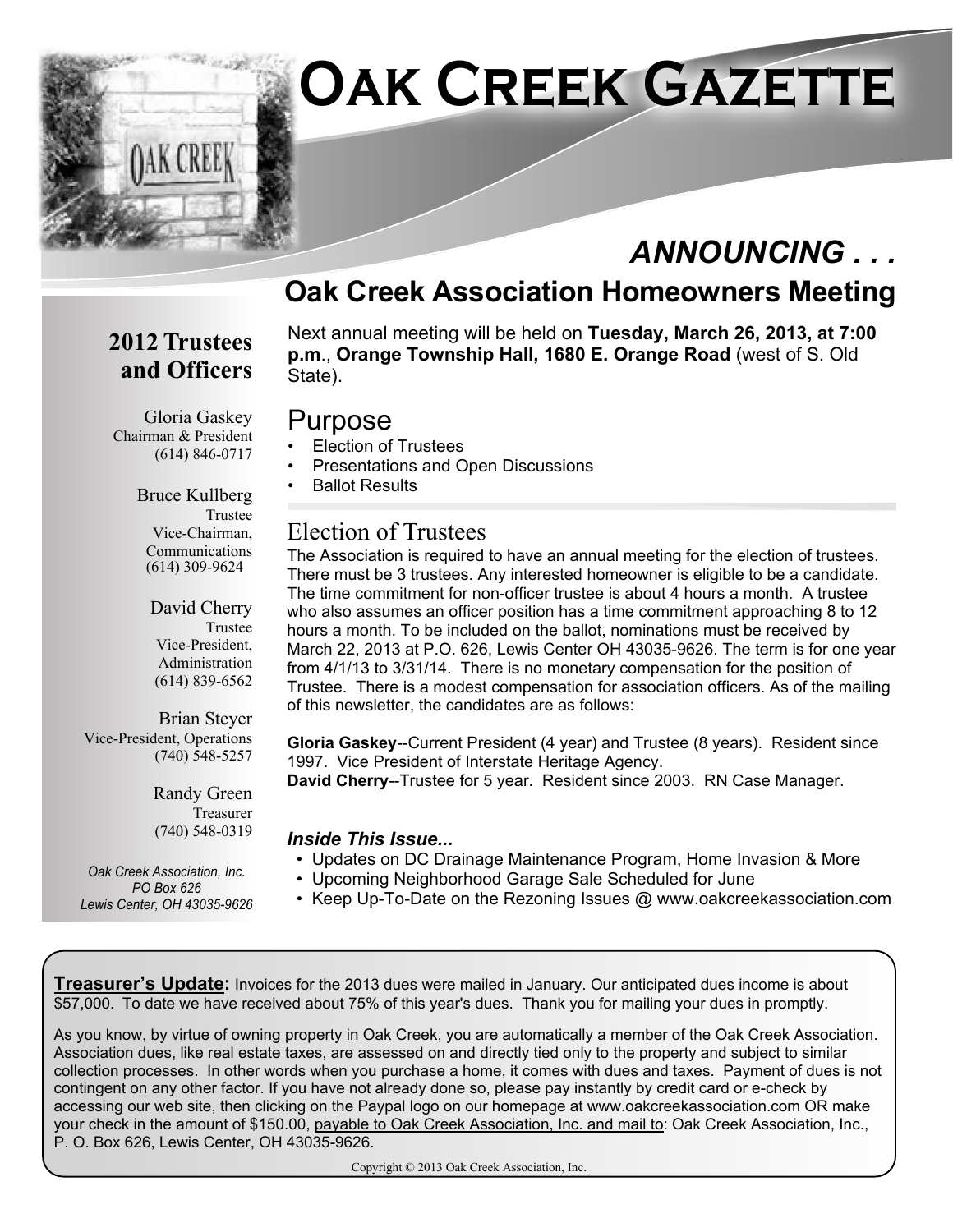# Oak Creek Gazette

## ANNOUNCING . . .

## Oak Creek Association Homeowners Meeting

Next annual meeting will be held on **Tuesday, March 26, 2013, at 7:00 p.m**., **Orange Township Hall, 1680 E. Orange Road** (west of S. Old State).

### Purpose

- Election of Trustees
- Presentations and Open Discussions
- Ballot Results

### Election of Trustees

The Association is required to have an annual meeting for the election of trustees. There must be 3 trustees. Any interested homeowner is eligible to be a candidate. The time commitment for non-officer trustee is about 4 hours a month. A trustee who also assumes an officer position has a time commitment approaching 8 to 12 hours a month. To be included on the ballot, nominations must be received by March 22, 2013 at P.O. 626, Lewis Center OH 43035-9626. The term is for one year from 4/1/13 to 3/31/14. There is no monetary compensation for the position of Trustee. There is a modest compensation for association officers. As of the mailing of this newsletter, the candidates are as follows:

**Gloria Gaskey**--Current President (4 year) and Trustee (8 years). Resident since 1997. Vice President of Interstate Heritage Agency.
**David Cherry**--Trustee for 5 year. Resident since 2003. RN Case Manager.

***Inside This Issue...***

- Updates on DC Drainage Maintenance Program, Home Invasion & More
- Upcoming Neighborhood Garage Sale Scheduled for June
- Keep Up-To-Date on the Rezoning Issues @ www.oakcreekassociation.com

## 2012 Trustees and Officers

Gloria Gaskey
Chairman & President
(614) 846-0717

Bruce Kullberg
Trustee
Vice-Chairman, Communications
(614) 309-9624

David Cherry
Trustee
Vice-President, Administration
(614) 839-6562

Brian Steyer
Vice-President, Operations
(740) 548-5257

Randy Green
Treasurer
(740) 548-0319

*Oak Creek Association, Inc.*
*PO Box 626*
*Lewis Center, OH 43035-9626*

**Treasurer's Update:** Invoices for the 2013 dues were mailed in January. Our anticipated dues income is about $57,000. To date we have received about 75% of this year's dues. Thank you for mailing your dues in promptly.

As you know, by virtue of owning property in Oak Creek, you are automatically a member of the Oak Creek Association. Association dues, like real estate taxes, are assessed on and directly tied only to the property and subject to similar collection processes. In other words when you purchase a home, it comes with dues and taxes. Payment of dues is not contingent on any other factor. If you have not already done so, please pay instantly by credit card or e-check by accessing our web site, then clicking on the Paypal logo on our homepage at www.oakcreekassociation.com OR make your check in the amount of $150.00, payable to Oak Creek Association, Inc. and mail to: Oak Creek Association, Inc., P. O. Box 626, Lewis Center, OH 43035-9626.

Copyright © 2013 Oak Creek Association, Inc.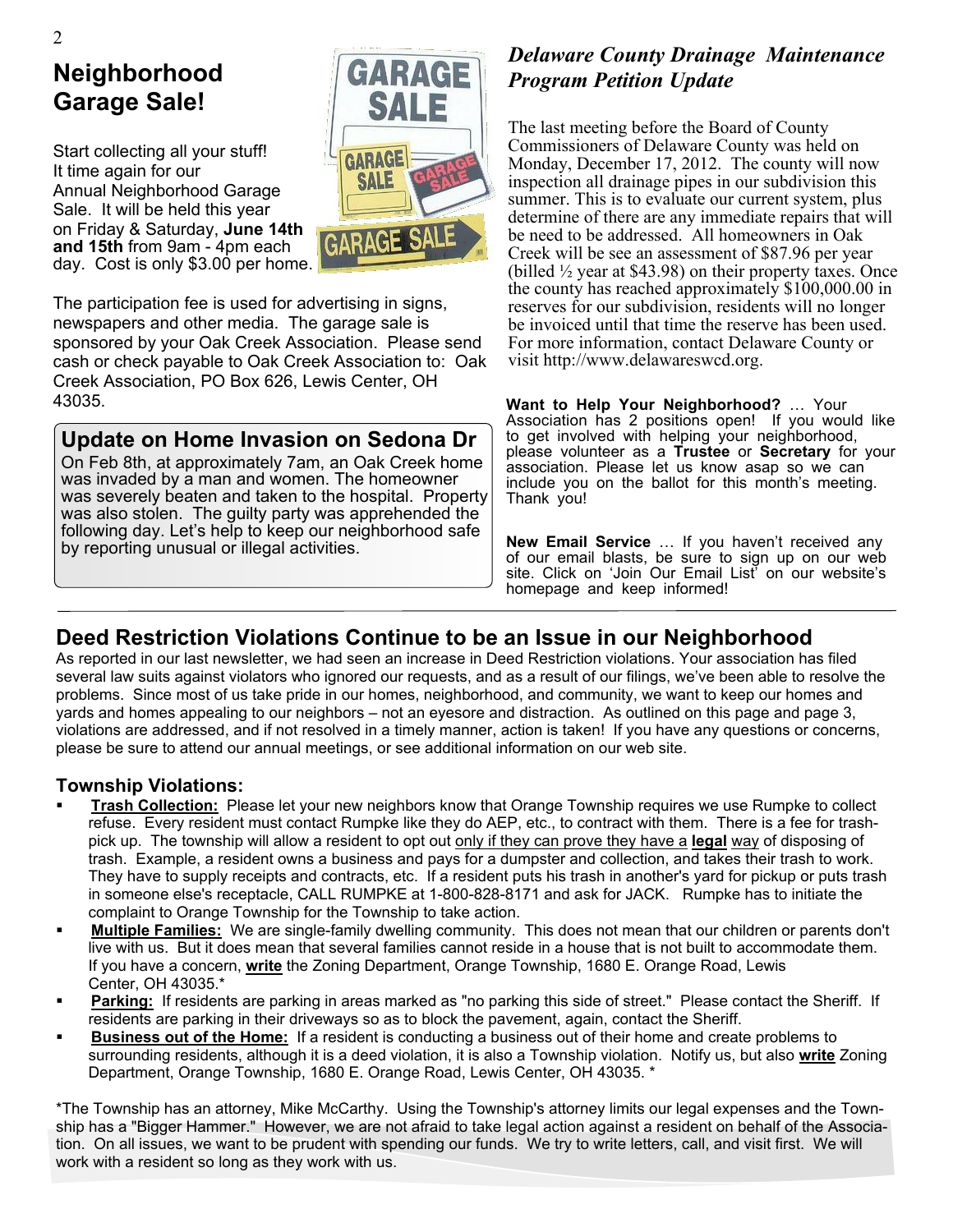## Neighborhood Garage Sale!

Start collecting all your stuff! It time again for our Annual Neighborhood Garage Sale. It will be held this year on Friday & Saturday, **June 14th and 15th** from 9am - 4pm each day. Cost is only $3.00 per home.

The participation fee is used for advertising in signs, newspapers and other media. The garage sale is sponsored by your Oak Creek Association. Please send cash or check payable to Oak Creek Association to: Oak Creek Association, PO Box 626, Lewis Center, OH 43035.

## Update on Home Invasion on Sedona Dr

On Feb 8th, at approximately 7am, an Oak Creek home was invaded by a man and women. The homeowner was severely beaten and taken to the hospital. Property was also stolen. The guilty party was apprehended the following day. Let's help to keep our neighborhood safe by reporting unusual or illegal activities.

## *Delaware County Drainage Maintenance Program Petition Update*

The last meeting before the Board of County Commissioners of Delaware County was held on Monday, December 17, 2012. The county will now inspection all drainage pipes in our subdivision this summer. This is to evaluate our current system, plus determine of there are any immediate repairs that will be need to be addressed. All homeowners in Oak Creek will be see an assessment of $87.96 per year (billed ½ year at $43.98) on their property taxes. Once the county has reached approximately $100,000.00 in reserves for our subdivision, residents will no longer be invoiced until that time the reserve has been used. For more information, contact Delaware County or visit http://www.delawareswcd.org.

**Want to Help Your Neighborhood?** … Your Association has 2 positions open! If you would like to get involved with helping your neighborhood, please volunteer as a **Trustee** or **Secretary** for your association. Please let us know asap so we can include you on the ballot for this month's meeting. Thank you!

**New Email Service** … If you haven't received any of our email blasts, be sure to sign up on our web site. Click on 'Join Our Email List' on our website's homepage and keep informed!

## Deed Restriction Violations Continue to be an Issue in our Neighborhood

As reported in our last newsletter, we had seen an increase in Deed Restriction violations. Your association has filed several law suits against violators who ignored our requests, and as a result of our filings, we've been able to resolve the problems. Since most of us take pride in our homes, neighborhood, and community, we want to keep our homes and yards and homes appealing to our neighbors – not an eyesore and distraction. As outlined on this page and page 3, violations are addressed, and if not resolved in a timely manner, action is taken! If you have any questions or concerns, please be sure to attend our annual meetings, or see additional information on our web site.

### Township Violations:

- **Trash Collection:** Please let your new neighbors know that Orange Township requires we use Rumpke to collect refuse. Every resident must contact Rumpke like they do AEP, etc., to contract with them. There is a fee for trash-pick up. The township will allow a resident to opt out only if they can prove they have a **legal** way of disposing of trash. Example, a resident owns a business and pays for a dumpster and collection, and takes their trash to work. They have to supply receipts and contracts, etc. If a resident puts his trash in another's yard for pickup or puts trash in someone else's receptacle, CALL RUMPKE at 1-800-828-8171 and ask for JACK. Rumpke has to initiate the complaint to Orange Township for the Township to take action.
- **Multiple Families:** We are single-family dwelling community. This does not mean that our children or parents don't live with us. But it does mean that several families cannot reside in a house that is not built to accommodate them. If you have a concern, **write** the Zoning Department, Orange Township, 1680 E. Orange Road, Lewis Center, OH 43035.*
- **Parking:** If residents are parking in areas marked as "no parking this side of street." Please contact the Sheriff. If residents are parking in their driveways so as to block the pavement, again, contact the Sheriff.
- **Business out of the Home:** If a resident is conducting a business out of their home and create problems to surrounding residents, although it is a deed violation, it is also a Township violation. Notify us, but also **write** Zoning Department, Orange Township, 1680 E. Orange Road, Lewis Center, OH 43035. *

*The Township has an attorney, Mike McCarthy. Using the Township's attorney limits our legal expenses and the Township has a "Bigger Hammer." However, we are not afraid to take legal action against a resident on behalf of the Association. On all issues, we want to be prudent with spending our funds. We try to write letters, call, and visit first. We will work with a resident so long as they work with us.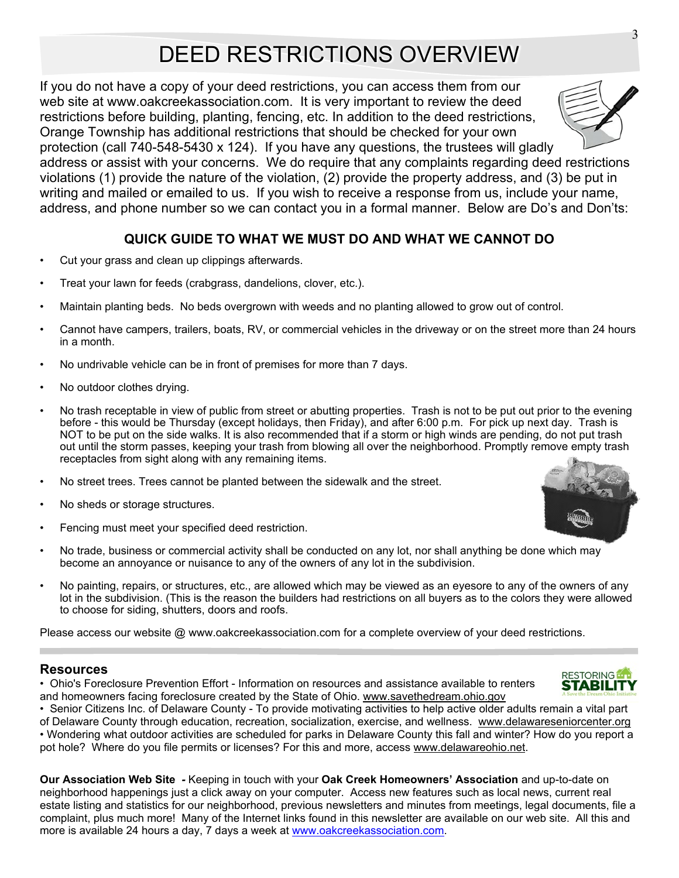# DEED RESTRICTIONS OVERVIEW

If you do not have a copy of your deed restrictions, you can access them from our web site at www.oakcreekassociation.com. It is very important to review the deed restrictions before building, planting, fencing, etc. In addition to the deed restrictions, Orange Township has additional restrictions that should be checked for your own protection (call 740-548-5430 x 124). If you have any questions, the trustees will gladly address or assist with your concerns. We do require that any complaints regarding deed restrictions violations (1) provide the nature of the violation, (2) provide the property address, and (3) be put in writing and mailed or emailed to us. If you wish to receive a response from us, include your name, address, and phone number so we can contact you in a formal manner. Below are Do's and Don'ts:

### QUICK GUIDE TO WHAT WE MUST DO AND WHAT WE CANNOT DO

- Cut your grass and clean up clippings afterwards.
- Treat your lawn for feeds (crabgrass, dandelions, clover, etc.).
- Maintain planting beds. No beds overgrown with weeds and no planting allowed to grow out of control.
- Cannot have campers, trailers, boats, RV, or commercial vehicles in the driveway or on the street more than 24 hours in a month.
- No undrivable vehicle can be in front of premises for more than 7 days.
- No outdoor clothes drying.
- No trash receptable in view of public from street or abutting properties. Trash is not to be put out prior to the evening before - this would be Thursday (except holidays, then Friday), and after 6:00 p.m. For pick up next day. Trash is NOT to be put on the side walks. It is also recommended that if a storm or high winds are pending, do not put trash out until the storm passes, keeping your trash from blowing all over the neighborhood. Promptly remove empty trash receptacles from sight along with any remaining items.
- No street trees. Trees cannot be planted between the sidewalk and the street.
- No sheds or storage structures.
- Fencing must meet your specified deed restriction.
- No trade, business or commercial activity shall be conducted on any lot, nor shall anything be done which may become an annoyance or nuisance to any of the owners of any lot in the subdivision.
- No painting, repairs, or structures, etc., are allowed which may be viewed as an eyesore to any of the owners of any lot in the subdivision. (This is the reason the builders had restrictions on all buyers as to the colors they were allowed to choose for siding, shutters, doors and roofs.

Please access our website @ www.oakcreekassociation.com for a complete overview of your deed restrictions.

## Resources

- Ohio's Foreclosure Prevention Effort - Information on resources and assistance available to renters and homeowners facing foreclosure created by the State of Ohio. www.savethedream.ohio.gov
- Senior Citizens Inc. of Delaware County - To provide motivating activities to help active older adults remain a vital part of Delaware County through education, recreation, socialization, exercise, and wellness. www.delawareseniorcenter.org
- Wondering what outdoor activities are scheduled for parks in Delaware County this fall and winter? How do you report a pot hole? Where do you file permits or licenses? For this and more, access www.delawareohio.net.

**Our Association Web Site** *-* Keeping in touch with your **Oak Creek Homeowners' Association** and up-to-date on neighborhood happenings just a click away on your computer. Access new features such as local news, current real estate listing and statistics for our neighborhood, previous newsletters and minutes from meetings, legal documents, file a complaint, plus much more! Many of the Internet links found in this newsletter are available on our web site. All this and more is available 24 hours a day, 7 days a week at www.oakcreekassociation.com.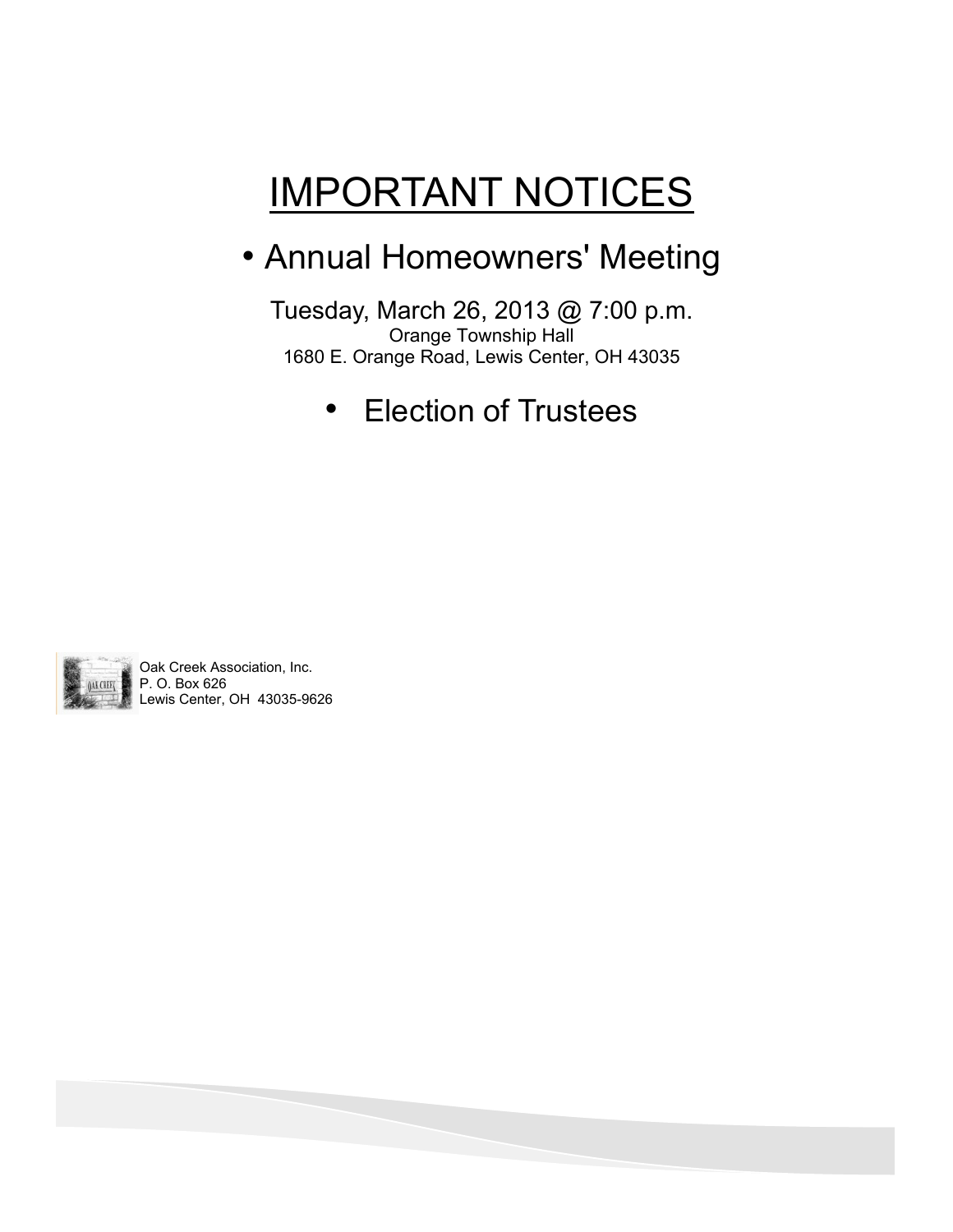# IMPORTANT NOTICES

- Annual Homeowners' Meeting

Tuesday, March 26, 2013 @ 7:00 p.m.
Orange Township Hall
1680 E. Orange Road, Lewis Center, OH 43035

- Election of Trustees

Oak Creek Association, Inc.
P. O. Box 626
Lewis Center, OH 43035-9626